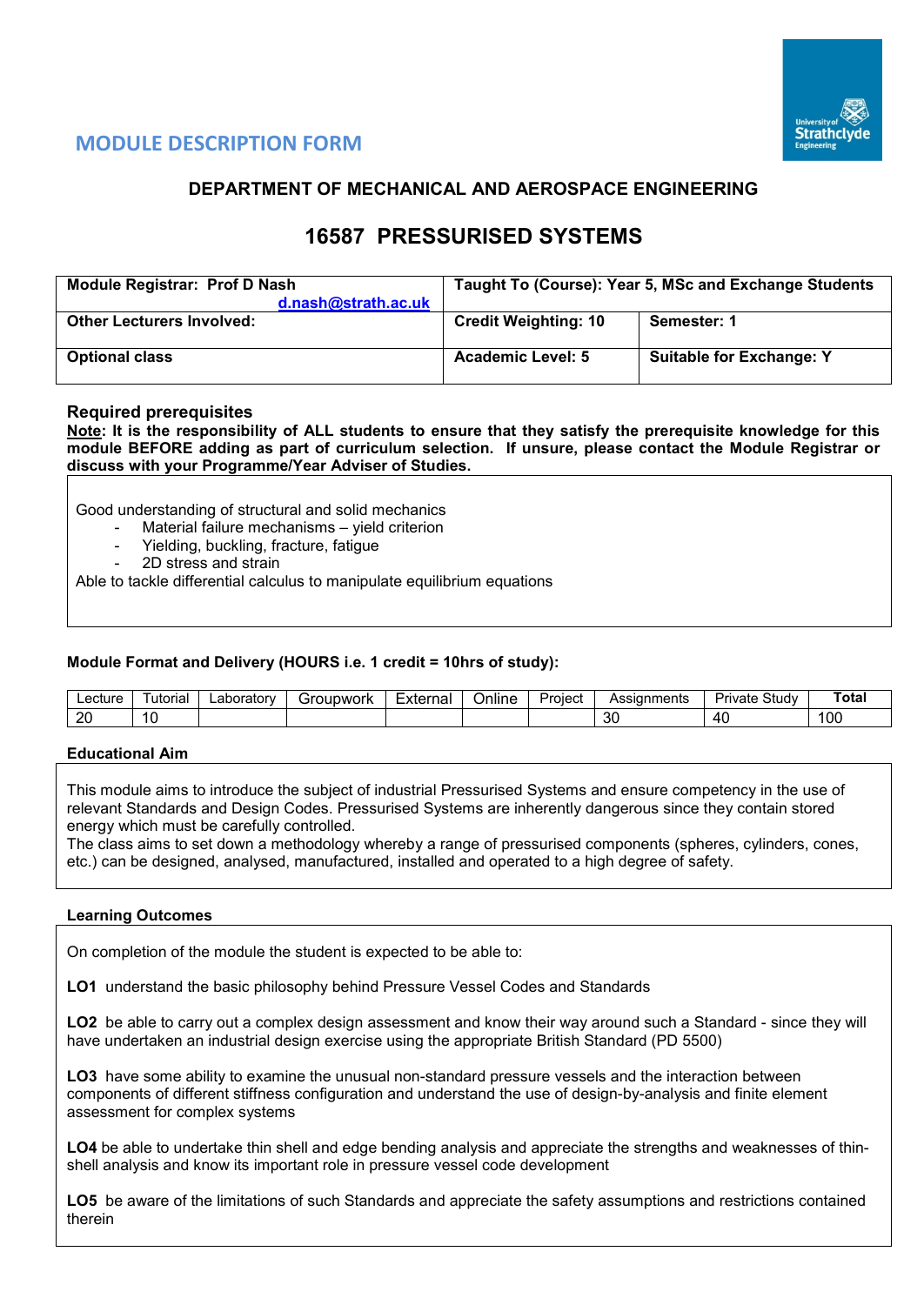## MODULE DESCRIPTION FORM

### DEPARTMENT OF MECHANICAL AND AEROSPACE ENGINEERING

# 16587 PRESSURISED SYSTEMS

| **Module Registrar: Prof D Nash** d.nash@strath.ac.uk | **Taught To (Course): Year 5, MSc and Exchange Students** | |
|---|---|---|
| **Other Lecturers Involved:** | **Credit Weighting: 10** | **Semester: 1** |
| **Optional class** | **Academic Level: 5** | **Suitable for Exchange: Y** |

### Required prerequisites

**Note: It is the responsibility of ALL students to ensure that they satisfy the prerequisite knowledge for this module BEFORE adding as part of curriculum selection. If unsure, please contact the Module Registrar or discuss with your Programme/Year Adviser of Studies.**

Good understanding of structural and solid mechanics

- Material failure mechanisms – yield criterion
- Yielding, buckling, fracture, fatigue
- 2D stress and strain

Able to tackle differential calculus to manipulate equilibrium equations

**Module Format and Delivery (HOURS i.e. 1 credit = 10hrs of study):**

| Lecture | Tutorial | Laboratory | Groupwork | External | Online | Project | Assignments | Private Study | **Total** |
|---|---|---|---|---|---|---|---|---|---|
| 20 | 10 | | | | | | 30 | 40 | 100 |

**Educational Aim**

This module aims to introduce the subject of industrial Pressurised Systems and ensure competency in the use of relevant Standards and Design Codes. Pressurised Systems are inherently dangerous since they contain stored energy which must be carefully controlled.
The class aims to set down a methodology whereby a range of pressurised components (spheres, cylinders, cones, etc.) can be designed, analysed, manufactured, installed and operated to a high degree of safety.

**Learning Outcomes**

On completion of the module the student is expected to be able to:

**LO1** understand the basic philosophy behind Pressure Vessel Codes and Standards

**LO2** be able to carry out a complex design assessment and know their way around such a Standard - since they will have undertaken an industrial design exercise using the appropriate British Standard (PD 5500)

**LO3** have some ability to examine the unusual non-standard pressure vessels and the interaction between components of different stiffness configuration and understand the use of design-by-analysis and finite element assessment for complex systems

**LO4** be able to undertake thin shell and edge bending analysis and appreciate the strengths and weaknesses of thin-shell analysis and know its important role in pressure vessel code development

**LO5** be aware of the limitations of such Standards and appreciate the safety assumptions and restrictions contained therein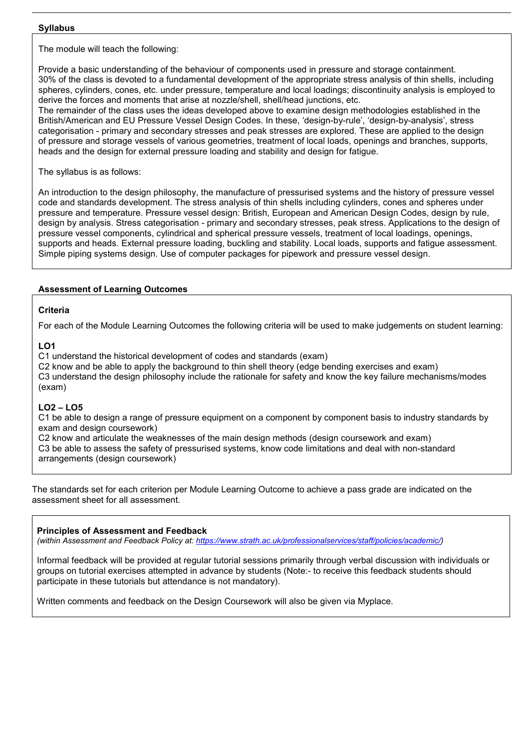## Syllabus

The module will teach the following:

Provide a basic understanding of the behaviour of components used in pressure and storage containment. 30% of the class is devoted to a fundamental development of the appropriate stress analysis of thin shells, including spheres, cylinders, cones, etc. under pressure, temperature and local loadings; discontinuity analysis is employed to derive the forces and moments that arise at nozzle/shell, shell/head junctions, etc.
The remainder of the class uses the ideas developed above to examine design methodologies established in the British/American and EU Pressure Vessel Design Codes. In these, 'design-by-rule', 'design-by-analysis', stress categorisation - primary and secondary stresses and peak stresses are explored. These are applied to the design of pressure and storage vessels of various geometries, treatment of local loads, openings and branches, supports, heads and the design for external pressure loading and stability and design for fatigue.

The syllabus is as follows:

An introduction to the design philosophy, the manufacture of pressurised systems and the history of pressure vessel code and standards development. The stress analysis of thin shells including cylinders, cones and spheres under pressure and temperature. Pressure vessel design: British, European and American Design Codes, design by rule, design by analysis. Stress categorisation - primary and secondary stresses, peak stress. Applications to the design of pressure vessel components, cylindrical and spherical pressure vessels, treatment of local loadings, openings, supports and heads. External pressure loading, buckling and stability. Local loads, supports and fatigue assessment. Simple piping systems design. Use of computer packages for pipework and pressure vessel design.

## Assessment of Learning Outcomes

### Criteria

For each of the Module Learning Outcomes the following criteria will be used to make judgements on student learning:

**LO1**
C1 understand the historical development of codes and standards (exam)
C2 know and be able to apply the background to thin shell theory (edge bending exercises and exam)
C3 understand the design philosophy include the rationale for safety and know the key failure mechanisms/modes (exam)

**LO2 – LO5**
C1 be able to design a range of pressure equipment on a component by component basis to industry standards by exam and design coursework)
C2 know and articulate the weaknesses of the main design methods (design coursework and exam)
C3 be able to assess the safety of pressurised systems, know code limitations and deal with non-standard arrangements (design coursework)

The standards set for each criterion per Module Learning Outcome to achieve a pass grade are indicated on the assessment sheet for all assessment.

### Principles of Assessment and Feedback

*(within Assessment and Feedback Policy at: https://www.strath.ac.uk/professionalservices/staff/policies/academic/)*

Informal feedback will be provided at regular tutorial sessions primarily through verbal discussion with individuals or groups on tutorial exercises attempted in advance by students (Note:- to receive this feedback students should participate in these tutorials but attendance is not mandatory).

Written comments and feedback on the Design Coursework will also be given via Myplace.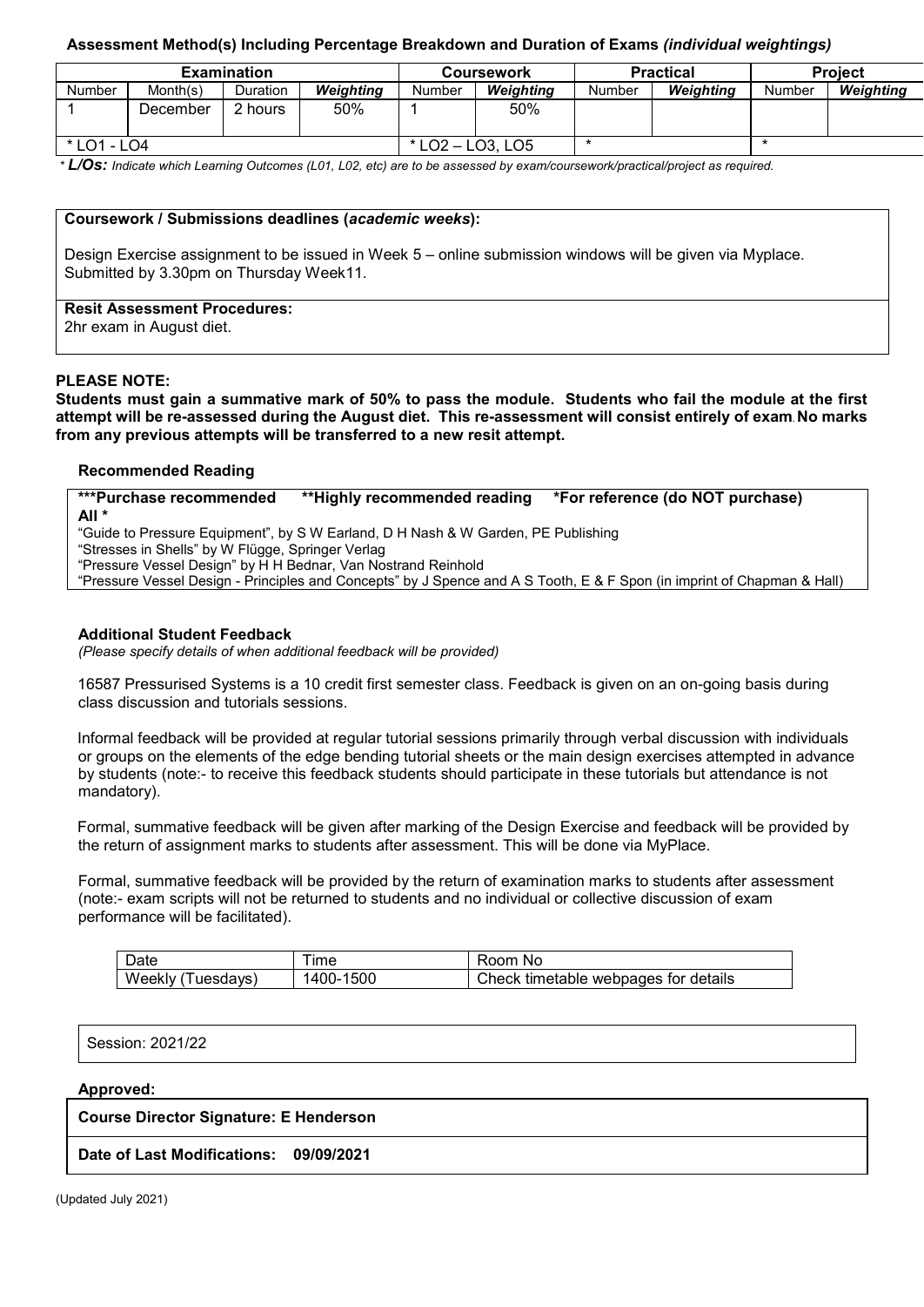**Assessment Method(s) Including Percentage Breakdown and Duration of Exams *(individual weightings)***

| Examination | | | | Coursework | | Practical | | Project | |
|---|---|---|---|---|---|---|---|---|---|
| Number | Month(s) | Duration | ***Weighting*** | Number | ***Weighting*** | Number | ***Weighting*** | Number | ***Weighting*** |
| 1 | December | 2 hours | 50% | 1 | 50% | | | | |
| * LO1 - LO4 | | | | * LO2 – LO3, LO5 | | * | | * | |

*\* **L/Os:** Indicate which Learning Outcomes (L01, L02, etc) are to be assessed by exam/coursework/practical/project as required.*

**Coursework / Submissions deadlines (*academic weeks*):**

Design Exercise assignment to be issued in Week 5 – online submission windows will be given via Myplace. Submitted by 3.30pm on Thursday Week11.

**Resit Assessment Procedures:**

2hr exam in August diet.

**PLEASE NOTE:**

**Students must gain a summative mark of 50% to pass the module. Students who fail the module at the first attempt will be re-assessed during the August diet. This re-assessment will consist entirely of exam. No marks from any previous attempts will be transferred to a new resit attempt.**

**Recommended Reading**

**\*\*\*Purchase recommended  \*\*Highly recommended reading  \*For reference (do NOT purchase)**

**All \***

"Guide to Pressure Equipment", by S W Earland, D H Nash & W Garden, PE Publishing
"Stresses in Shells" by W Flügge, Springer Verlag
"Pressure Vessel Design" by H H Bednar, Van Nostrand Reinhold
"Pressure Vessel Design - Principles and Concepts" by J Spence and A S Tooth, E & F Spon (in imprint of Chapman & Hall)

**Additional Student Feedback**

*(Please specify details of when additional feedback will be provided)*

16587 Pressurised Systems is a 10 credit first semester class. Feedback is given on an on-going basis during class discussion and tutorials sessions.

Informal feedback will be provided at regular tutorial sessions primarily through verbal discussion with individuals or groups on the elements of the edge bending tutorial sheets or the main design exercises attempted in advance by students (note:- to receive this feedback students should participate in these tutorials but attendance is not mandatory).

Formal, summative feedback will be given after marking of the Design Exercise and feedback will be provided by the return of assignment marks to students after assessment. This will be done via MyPlace.

Formal, summative feedback will be provided by the return of examination marks to students after assessment (note:- exam scripts will not be returned to students and no individual or collective discussion of exam performance will be facilitated).

| Date | Time | Room No |
|---|---|---|
| Weekly (Tuesdays) | 1400-1500 | Check timetable webpages for details |

Session: 2021/22

**Approved:**

**Course Director Signature: E Henderson**

**Date of Last Modifications: 09/09/2021**

(Updated July 2021)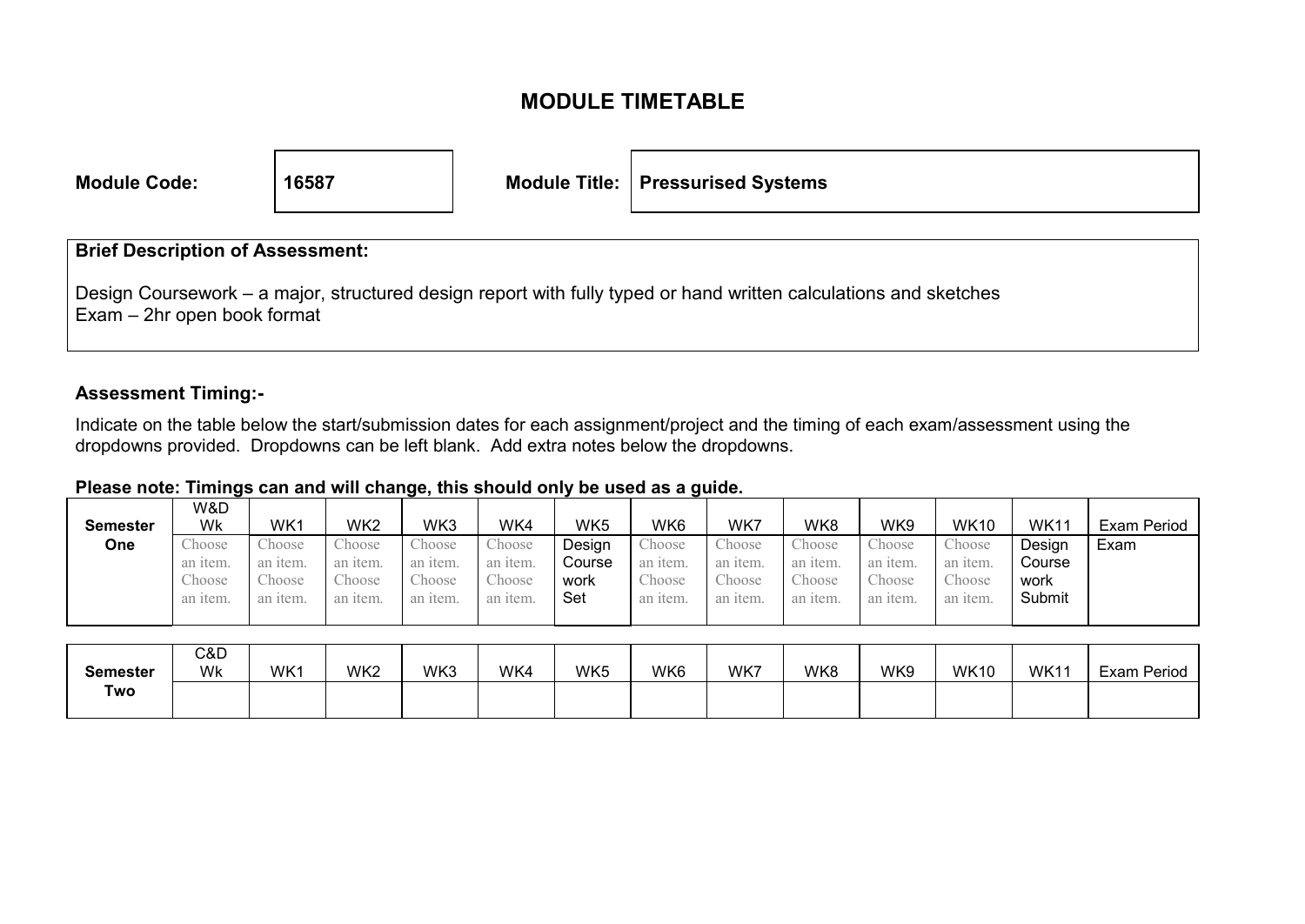## MODULE TIMETABLE

**Module Code:** 16587

**Module Title:** **Pressurised Systems**

**Brief Description of Assessment:**

Design Coursework – a major, structured design report with fully typed or hand written calculations and sketches
Exam – 2hr open book format

**Assessment Timing:-**

Indicate on the table below the start/submission dates for each assignment/project and the timing of each exam/assessment using the dropdowns provided. Dropdowns can be left blank. Add extra notes below the dropdowns.

**Please note: Timings can and will change, this should only be used as a guide.**

| **Semester One** | W&D Wk | WK1 | WK2 | WK3 | WK4 | WK5 | WK6 | WK7 | WK8 | WK9 | WK10 | WK11 | Exam Period |
|---|---|---|---|---|---|---|---|---|---|---|---|---|---|
| | Choose an item. Choose an item. | Choose an item. Choose an item. | Choose an item. Choose an item. | Choose an item. Choose an item. | Choose an item. Choose an item. | Design Course work Set | Choose an item. Choose an item. | Choose an item. Choose an item. | Choose an item. Choose an item. | Choose an item. Choose an item. | Choose an item. Choose an item. | Design Course work Submit | Exam |

| **Semester Two** | C&D Wk | WK1 | WK2 | WK3 | WK4 | WK5 | WK6 | WK7 | WK8 | WK9 | WK10 | WK11 | Exam Period |
|---|---|---|---|---|---|---|---|---|---|---|---|---|---|
| | | | | | | | | | | | | | |